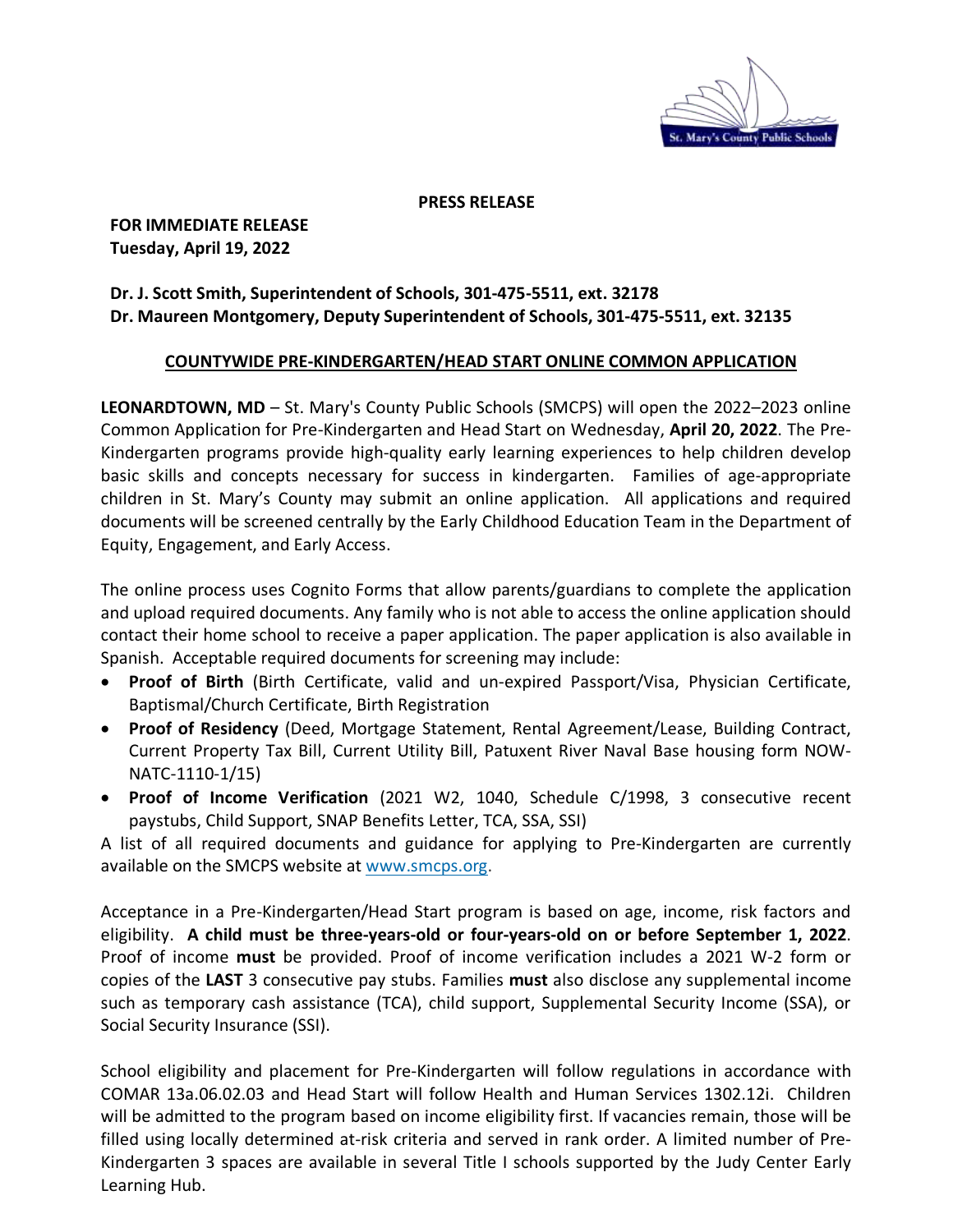**PRESS RELEASE**

**FOR IMMEDIATE RELEASE**
**Tuesday, April 19, 2022**

**Dr. J. Scott Smith, Superintendent of Schools, 301-475-5511, ext. 32178**
**Dr. Maureen Montgomery, Deputy Superintendent of Schools, 301-475-5511, ext. 32135**

**COUNTYWIDE PRE-KINDERGARTEN/HEAD START ONLINE COMMON APPLICATION**

**LEONARDTOWN, MD** – St. Mary's County Public Schools (SMCPS) will open the 2022–2023 online Common Application for Pre-Kindergarten and Head Start on Wednesday, **April 20, 2022**. The Pre-Kindergarten programs provide high-quality early learning experiences to help children develop basic skills and concepts necessary for success in kindergarten. Families of age-appropriate children in St. Mary's County may submit an online application. All applications and required documents will be screened centrally by the Early Childhood Education Team in the Department of Equity, Engagement, and Early Access.

The online process uses Cognito Forms that allow parents/guardians to complete the application and upload required documents. Any family who is not able to access the online application should contact their home school to receive a paper application. The paper application is also available in Spanish. Acceptable required documents for screening may include:

- **Proof of Birth** (Birth Certificate, valid and un-expired Passport/Visa, Physician Certificate, Baptismal/Church Certificate, Birth Registration
- **Proof of Residency** (Deed, Mortgage Statement, Rental Agreement/Lease, Building Contract, Current Property Tax Bill, Current Utility Bill, Patuxent River Naval Base housing form NOW-NATC-1110-1/15)
- **Proof of Income Verification** (2021 W2, 1040, Schedule C/1998, 3 consecutive recent paystubs, Child Support, SNAP Benefits Letter, TCA, SSA, SSI)

A list of all required documents and guidance for applying to Pre-Kindergarten are currently available on the SMCPS website at www.smcps.org.

Acceptance in a Pre-Kindergarten/Head Start program is based on age, income, risk factors and eligibility. **A child must be three-years-old or four-years-old on or before September 1, 2022**. Proof of income **must** be provided. Proof of income verification includes a 2021 W-2 form or copies of the **LAST** 3 consecutive pay stubs. Families **must** also disclose any supplemental income such as temporary cash assistance (TCA), child support, Supplemental Security Income (SSA), or Social Security Insurance (SSI).

School eligibility and placement for Pre-Kindergarten will follow regulations in accordance with COMAR 13a.06.02.03 and Head Start will follow Health and Human Services 1302.12i. Children will be admitted to the program based on income eligibility first. If vacancies remain, those will be filled using locally determined at-risk criteria and served in rank order. A limited number of Pre-Kindergarten 3 spaces are available in several Title I schools supported by the Judy Center Early Learning Hub.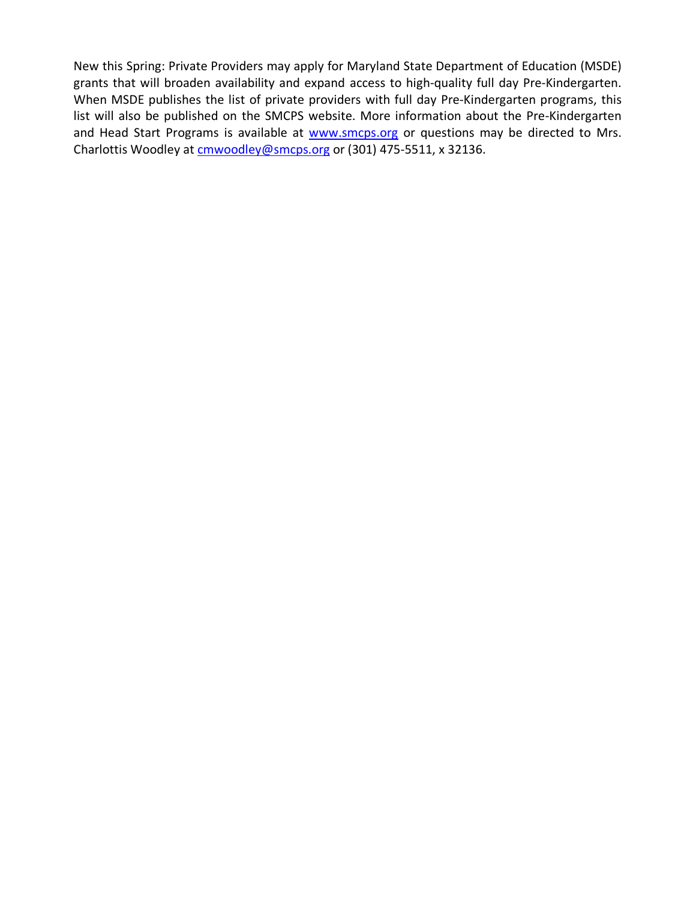New this Spring: Private Providers may apply for Maryland State Department of Education (MSDE) grants that will broaden availability and expand access to high-quality full day Pre-Kindergarten. When MSDE publishes the list of private providers with full day Pre-Kindergarten programs, this list will also be published on the SMCPS website. More information about the Pre-Kindergarten and Head Start Programs is available at [www.smcps.org](http://www.smcps.org) or questions may be directed to Mrs. Charlottis Woodley at [cmwoodley@smcps.org](mailto:cmwoodley@smcps.org) or (301) 475-5511, x 32136.